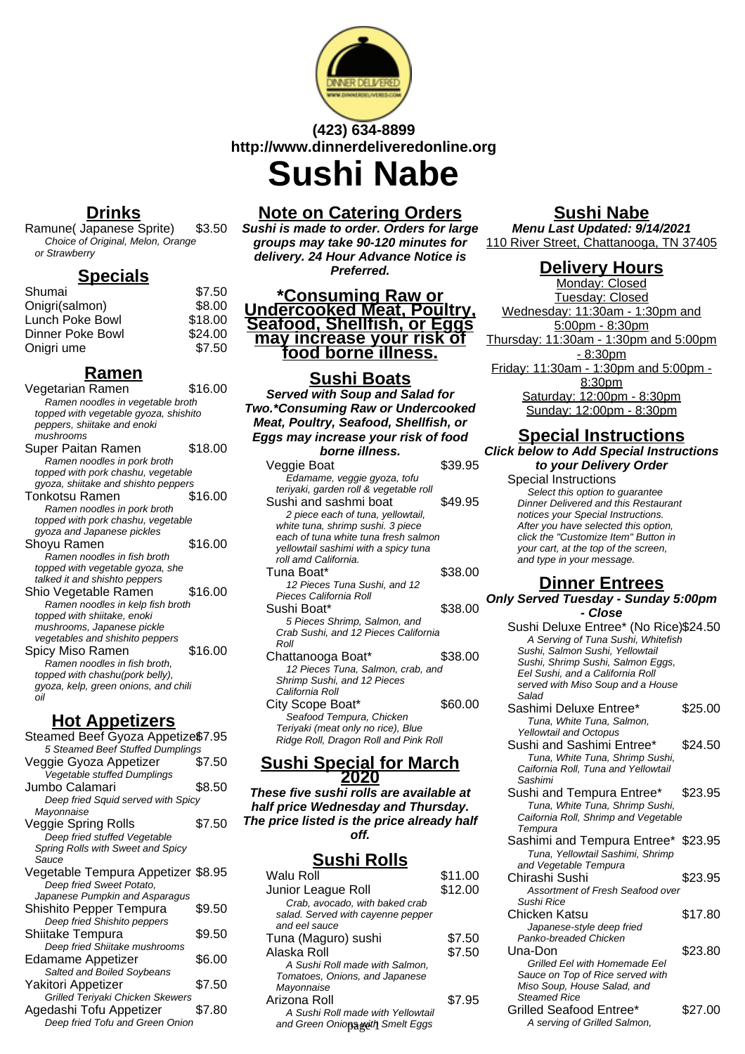(423) 634-8899
http://www.dinnerdeliveredonline.org

# Sushi Nabe

## Drinks

Ramune( Japanese Sprite) $3.50
*Choice of Original, Melon, Orange or Strawberry*

## Specials

| Item | Price |
|---|---|
| Shumai | $7.50 |
| Onigri(salmon) | $8.00 |
| Lunch Poke Bowl | $18.00 |
| Dinner Poke Bowl | $24.00 |
| Onigri ume | $7.50 |

## Ramen

Vegetarian Ramen $16.00
*Ramen noodles in vegetable broth topped with vegetable gyoza, shishito peppers, shiitake and enoki mushrooms*

Super Paitan Ramen $18.00
*Ramen noodles in pork broth topped with pork chashu, vegetable gyoza, shiitake and shishto peppers*

Tonkotsu Ramen $16.00
*Ramen noodles in pork broth topped with pork chashu, vegetable gyoza and Japanese pickles*

Shoyu Ramen $16.00
*Ramen noodles in fish broth topped with vegetable gyoza, she talked it and shishto peppers*

Shio Vegetable Ramen $16.00
*Ramen noodles in kelp fish broth topped with shiitake, enoki mushrooms, Japanese pickle vegetables and shishito peppers*

Spicy Miso Ramen $16.00
*Ramen noodles in fish broth, topped with chashu(pork belly), gyoza, kelp, green onions, and chili oil*

## Hot Appetizers

Steamed Beef Gyoza Appetizer $7.95
*5 Steamed Beef Stuffed Dumplings*

Veggie Gyoza Appetizer $7.50
*Vegetable stuffed Dumplings*

Jumbo Calamari $8.50
*Deep fried Squid served with Spicy Mayonnaise*

Veggie Spring Rolls $7.50
*Deep fried stuffed Vegetable Spring Rolls with Sweet and Spicy Sauce*

Vegetable Tempura Appetizer $8.95
*Deep fried Sweet Potato, Japanese Pumpkin and Asparagus*

Shishito Pepper Tempura $9.50
*Deep fried Shishito peppers*

Shiitake Tempura $9.50
*Deep fried Shiitake mushrooms*

Edamame Appetizer $6.00
*Salted and Boiled Soybeans*

Yakitori Appetizer $7.50
*Grilled Teriyaki Chicken Skewers*

Agedashi Tofu Appetizer $7.80
*Deep fried Tofu and Green Onion*

## Note on Catering Orders

**Sushi is made to order. Orders for large groups may take 90-120 minutes for delivery. 24 Hour Advance Notice is Preferred.**

## *Consuming Raw or Undercooked Meat, Poultry, Seafood, Shellfish, or Eggs may increase your risk of food borne illness.

## Sushi Boats

**Served with Soup and Salad for Two.*Consuming Raw or Undercooked Meat, Poultry, Seafood, Shellfish, or Eggs may increase your risk of food borne illness.**

Veggie Boat $39.95
*Edamame, veggie gyoza, tofu teriyaki, garden roll & vegetable roll*

Sushi and sashmi boat $49.95
*2 piece each of tuna, yellowtail, white tuna, shrimp sushi. 3 piece each of tuna white tuna fresh salmon yellowtail sashimi with a spicy tuna roll amd California.*

Tuna Boat* $38.00
*12 Pieces Tuna Sushi, and 12 Pieces California Roll*

Sushi Boat* $38.00
*5 Pieces Shrimp, Salmon, and Crab Sushi, and 12 Pieces California Roll*

Chattanooga Boat* $38.00
*12 Pieces Tuna, Salmon, crab, and Shrimp Sushi, and 12 Pieces California Roll*

City Scope Boat* $60.00
*Seafood Tempura, Chicken Teriyaki (meat only no rice), Blue Ridge Roll, Dragon Roll and Pink Roll*

## Sushi Special for March 2020

**These five sushi rolls are available at half price Wednesday and Thursday. The price listed is the price already half off.**

## Sushi Rolls

Walu Roll $11.00

Junior League Roll $12.00
*Crab, avocado, with baked crab salad. Served with cayenne pepper and eel sauce*

Tuna (Maguro) sushi $7.50

Alaska Roll $7.50
*A Sushi Roll made with Salmon, Tomatoes, Onions, and Japanese Mayonnaise*

Arizona Roll $7.95
*A Sushi Roll made with Yellowtail and Green Onions with Smelt Eggs*

## Sushi Nabe

**Menu Last Updated: 9/14/2021**

110 River Street, Chattanooga, TN 37405

## Delivery Hours

Monday: Closed
Tuesday: Closed
Wednesday: 11:30am - 1:30pm and 5:00pm - 8:30pm
Thursday: 11:30am - 1:30pm and 5:00pm - 8:30pm
Friday: 11:30am - 1:30pm and 5:00pm - 8:30pm
Saturday: 12:00pm - 8:30pm
Sunday: 12:00pm - 8:30pm

## Special Instructions

**Click below to Add Special Instructions to your Delivery Order**

Special Instructions
*Select this option to guarantee Dinner Delivered and this Restaurant notices your Special Instructions. After you have selected this option, click the "Customize Item" Button in your cart, at the top of the screen, and type in your message.*

## Dinner Entrees

**Only Served Tuesday - Sunday 5:00pm - Close**

Sushi Deluxe Entree* (No Rice) $24.50
*A Serving of Tuna Sushi, Whitefish Sushi, Salmon Sushi, Yellowtail Sushi, Shrimp Sushi, Salmon Eggs, Eel Sushi, and a California Roll served with Miso Soup and a House Salad*

Sashimi Deluxe Entree* $25.00
*Tuna, White Tuna, Salmon, Yellowtail and Octopus*

Sushi and Sashimi Entree* $24.50
*Tuna, White Tuna, Shrimp Sushi, Caifornia Roll, Tuna and Yellowtail Sashimi*

Sushi and Tempura Entree* $23.95
*Tuna, White Tuna, Shrimp Sushi, Caifornia Roll, Shrimp and Vegetable Tempura*

Sashimi and Tempura Entree* $23.95
*Tuna, Yellowtail Sashimi, Shrimp and Vegetable Tempura*

Chirashi Sushi $23.95
*Assortment of Fresh Seafood over Sushi Rice*

Chicken Katsu $17.80
*Japanese-style deep fried Panko-breaded Chicken*

Una-Don $23.80
*Grilled Eel with Homemade Eel Sauce on Top of Rice served with Miso Soup, House Salad, and Steamed Rice*

Grilled Seafood Entree* $27.00
*A serving of Grilled Salmon,*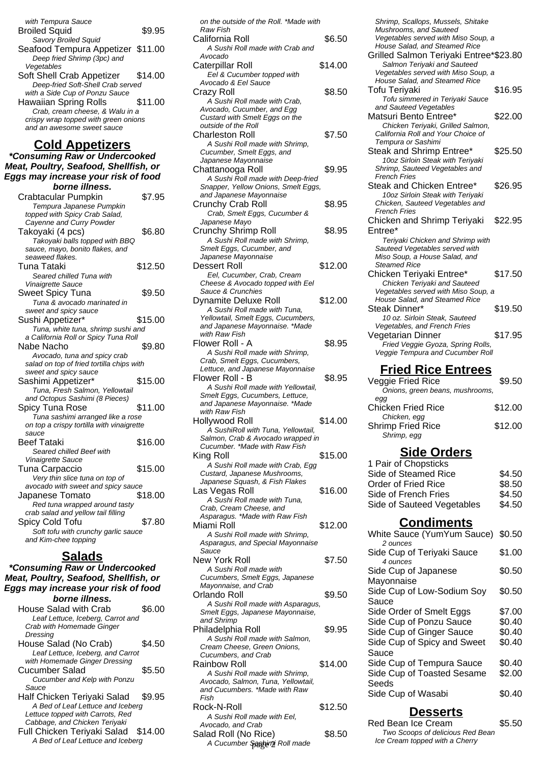with Tempura Sauce

Broiled Squid $9.95
*Savory Broiled Squid*

Seafood Tempura Appetizer $11.00
*Deep fried Shrimp (3pc) and Vegetables*

Soft Shell Crab Appetizer $14.00
*Deep-fried Soft-Shell Crab served with a Side Cup of Ponzu Sauce*

Hawaiian Spring Rolls $11.00
*Crab, cream cheese, & Walu in a crispy wrap topped with green onions and an awesome sweet sauce*

## Cold Appetizers

***Consuming Raw or Undercooked Meat, Poultry, Seafood, Shellfish, or Eggs may increase your risk of food borne illness.***

Crabtacular Pumpkin $7.95
*Tempura Japanese Pumpkin topped with Spicy Crab Salad, Cayenne and Curry Powder*

Takoyaki (4 pcs) $6.80
*Takoyaki balls topped with BBQ sauce, mayo, bonito flakes, and seaweed flakes.*

Tuna Tataki $12.50
*Seared chilled Tuna with Vinaigrette Sauce*

Sweet Spicy Tuna $9.50
*Tuna & avocado marinated in sweet and spicy sauce*

Sushi Appetizer* $15.00
*Tuna, white tuna, shrimp sushi and a California Roll or Spicy Tuna Roll*

Nabe Nacho $9.80
*Avocado, tuna and spicy crab salad on top of fried tortilla chips with sweet and spicy sauce*

Sashimi Appetizer* $15.00
*Tuna, Fresh Salmon, Yellowtail and Octopus Sashimi (8 Pieces)*

Spicy Tuna Rose $11.00
*Tuna sashimi arranged like a rose on top a crispy tortilla with vinaigrette sauce*

Beef Tataki $16.00
*Seared chilled Beef with Vinaigrette Sauce*

Tuna Carpaccio $15.00
*Very thin slice tuna on top of avocado with sweet and spicy sauce*

Japanese Tomato $18.00
*Red tuna wrapped around tasty crab salad and yellow tail filling*

Spicy Cold Tofu $7.80
*Soft tofu with crunchy garlic sauce and Kim-chee topping*

## Salads

***Consuming Raw or Undercooked Meat, Poultry, Seafood, Shellfish, or Eggs may increase your risk of food borne illness.***

House Salad with Crab $6.00
*Leaf Lettuce, Iceberg, Carrot and Crab with Homemade Ginger Dressing*

House Salad (No Crab) $4.50
*Leaf Lettuce, Iceberg, and Carrot with Homemade Ginger Dressing*

Cucumber Salad $5.50
*Cucumber and Kelp with Ponzu Sauce*

Half Chicken Teriyaki Salad $9.95
*A Bed of Leaf Lettuce and Iceberg Lettuce topped with Carrots, Red Cabbage, and Chicken Teriyaki*

Full Chicken Teriyaki Salad $14.00
*A Bed of Leaf Lettuce and Iceberg*

*on the outside of the Roll. *Made with Raw Fish*

California Roll $6.50
*A Sushi Roll made with Crab and Avocado*

Caterpillar Roll $14.00
*Eel & Cucumber topped with Avocado & Eel Sauce*

Crazy Roll $8.50
*A Sushi Roll made with Crab, Avocado, Cucumber, and Egg Custard with Smelt Eggs on the outside of the Roll*

Charleston Roll $7.50
*A Sushi Roll made with Shrimp, Cucumber, Smelt Eggs, and Japanese Mayonnaise*

Chattanooga Roll $9.95
*A Sushi Roll made with Deep-fried Snapper, Yellow Onions, Smelt Eggs, and Japanese Mayonnaise*

Crunchy Crab Roll $8.95
*Crab, Smelt Eggs, Cucumber & Japanese Mayo*

Crunchy Shrimp Roll $8.95
*A Sushi Roll made with Shrimp, Smelt Eggs, Cucumber, and Japanese Mayonnaise*

Dessert Roll $12.00
*Eel, Cucumber, Crab, Cream Cheese & Avocado topped with Eel Sauce & Crunchies*

Dynamite Deluxe Roll $12.00
*A Sushi Roll made with Tuna, Yellowtail, Smelt Eggs, Cucumbers, and Japanese Mayonnaise. *Made with Raw Fish*

Flower Roll - A $8.95
*A Sushi Roll made with Shrimp, Crab, Smelt Eggs, Cucumbers, Lettuce, and Japanese Mayonnaise*

Flower Roll - B $8.95
*A Sushi Roll made with Yellowtail, Smelt Eggs, Cucumbers, Lettuce, and Japanese Mayonnaise. *Made with Raw Fish*

Hollywood Roll $14.00
*A SushiRoll with Tuna, Yellowtail, Salmon, Crab & Avocado wrapped in Cucumber. *Made with Raw Fish*

King Roll $15.00
*A Sushi Roll made with Crab, Egg Custard, Japanese Mushrooms, Japanese Squash, & Fish Flakes*

Las Vegas Roll $16.00
*A Sushi Roll made with Tuna, Crab, Cream Cheese, and Asparagus. *Made with Raw Fish*

Miami Roll $12.00
*A Sushi Roll made with Shrimp, Asparagus, and Special Mayonnaise Sauce*

New York Roll $7.50
*A Sushi Roll made with Cucumbers, Smelt Eggs, Japanese Mayonnaise, and Crab*

Orlando Roll $9.50
*A Sushi Roll made with Asparagus, Smelt Eggs, Japanese Mayonnaise, and Shrimp*

Philadelphia Roll $9.95
*A Sushi Roll made with Salmon, Cream Cheese, Green Onions, Cucumbers, and Crab*

Rainbow Roll $14.00
*A Sushi Roll made with Shrimp, Avocado, Salmon, Tuna, Yellowtail, and Cucumbers. *Made with Raw Fish*

Rock-N-Roll $12.50
*A Sushi Roll made with Eel, Avocado, and Crab*

Salad Roll (No Rice) $8.50
*A Cucumber Sashimi Roll made*

*Shrimp, Scallops, Mussels, Shitake Mushrooms, and Sauteed Vegetables served with Miso Soup, a House Salad, and Steamed Rice*

Grilled Salmon Teriyaki Entree* $23.80
*Salmon Teriyaki and Sauteed Vegetables served with Miso Soup, a House Salad, and Steamed Rice*

Tofu Teriyaki $16.95
*Tofu simmered in Teriyaki Sauce and Sauteed Vegetables*

Matsuri Bento Entree* $22.00
*Chicken Teriyaki, Grilled Salmon, California Roll and Your Choice of Tempura or Sashimi*

Steak and Shrimp Entree* $25.50
*10oz Sirloin Steak with Teriyaki Shrimp, Sauteed Vegetables and French Fries*

Steak and Chicken Entree* $26.95
*10oz Sirloin Steak with Teriyaki Chicken, Sauteed Vegetables and French Fries*

Chicken and Shrimp Teriyaki Entree* $22.95
*Teriyaki Chicken and Shrimp with Sauteed Vegetables served with Miso Soup, a House Salad, and Steamed Rice*

Chicken Teriyaki Entree* $17.50
*Chicken Teriyaki and Sauteed Vegetables served with Miso Soup, a House Salad, and Steamed Rice*

Steak Dinner* $19.50
*10 oz. Sirloin Steak, Sauteed Vegetables, and French Fries*

Vegetarian Dinner $17.95
*Fried Veggie Gyoza, Spring Rolls, Veggie Tempura and Cucumber Roll*

## Fried Rice Entrees

Veggie Fried Rice $9.50
*Onions, green beans, mushrooms, egg*

Chicken Fried Rice $12.00
*Chicken, egg*

Shrimp Fried Rice $12.00
*Shrimp, egg*

## Side Orders

| | |
|---|---|
| 1 Pair of Chopsticks | |
| Side of Steamed Rice | $4.50 |
| Order of Fried Rice | $8.50 |
| Side of French Fries | $4.50 |
| Side of Sauteed Vegetables | $4.50 |

## Condiments

| | |
|---|---|
| White Sauce (YumYum Sauce) *2 ounces* | $0.50 |
| Side Cup of Teriyaki Sauce *4 ounces* | $1.00 |
| Side Cup of Japanese Mayonnaise | $0.50 |
| Side Cup of Low-Sodium Soy Sauce | $0.50 |
| Side Order of Smelt Eggs | $7.00 |
| Side Cup of Ponzu Sauce | $0.40 |
| Side Cup of Ginger Sauce | $0.40 |
| Side Cup of Spicy and Sweet Sauce | $0.40 |
| Side Cup of Tempura Sauce | $0.40 |
| Side Cup of Toasted Sesame Seeds | $2.00 |
| Side Cup of Wasabi | $0.40 |

## Desserts

Red Bean Ice Cream $5.50
*Two Scoops of delicious Red Bean Ice Cream topped with a Cherry*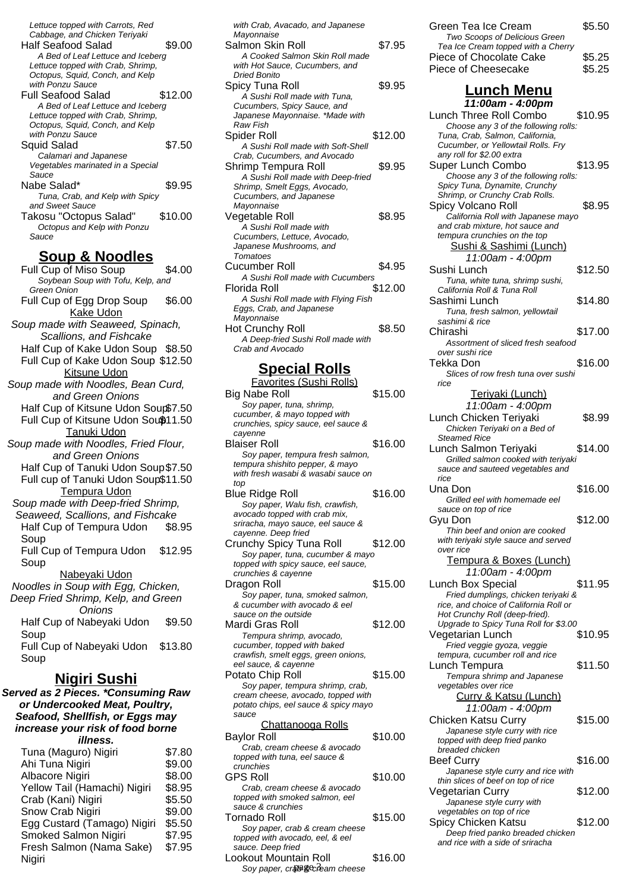Lettuce topped with Carrots, Red Cabbage, and Chicken Teriyaki

Half Seafood Salad — $9.00
*A Bed of Leaf Lettuce and Iceberg Lettuce topped with Crab, Shrimp, Octopus, Squid, Conch, and Kelp with Ponzu Sauce*

Full Seafood Salad — $12.00
*A Bed of Leaf Lettuce and Iceberg Lettuce topped with Crab, Shrimp, Octopus, Squid, Conch, and Kelp with Ponzu Sauce*

Squid Salad — $7.50
*Calamari and Japanese Vegetables marinated in a Special Sauce*

Nabe Salad* — $9.95
*Tuna, Crab, and Kelp with Spicy and Sweet Sauce*

Takosu "Octopus Salad" — $10.00
*Octopus and Kelp with Ponzu Sauce*

## Soup & Noodles

Full Cup of Miso Soup — $4.00
*Soybean Soup with Tofu, Kelp, and Green Onion*

Full Cup of Egg Drop Soup — $6.00

### Kake Udon

*Soup made with Seaweed, Spinach, Scallions, and Fishcake*

Half Cup of Kake Udon Soup — $8.50

Full Cup of Kake Udon Soup — $12.50

### Kitsune Udon

*Soup made with Noodles, Bean Curd, and Green Onions*

Half Cup of Kitsune Udon Soup — $7.50

Full Cup of Kitsune Udon Soup — $11.50

### Tanuki Udon

*Soup made with Noodles, Fried Flour, and Green Onions*

Half Cup of Tanuki Udon Soup — $7.50

Full cup of Tanuki Udon Soup — $11.50

### Tempura Udon

*Soup made with Deep-fried Shrimp, Seaweed, Scallions, and Fishcake*

Half Cup of Tempura Udon Soup — $8.95

Full Cup of Tempura Udon Soup — $12.95

### Nabeyaki Udon

*Noodles in Soup with Egg, Chicken, Deep Fried Shrimp, Kelp, and Green Onions*

Half Cup of Nabeyaki Udon Soup — $9.50

Full Cup of Nabeyaki Udon Soup — $13.80

## Nigiri Sushi

**Served as 2 Pieces. *Consuming Raw or Undercooked Meat, Poultry, Seafood, Shellfish, or Eggs may increase your risk of food borne illness.**

Tuna (Maguro) Nigiri — $7.80

Ahi Tuna Nigiri — $9.00

Albacore Nigiri — $8.00

Yellow Tail (Hamachi) Nigiri — $8.95

Crab (Kani) Nigiri — $5.50

Snow Crab Nigiri — $9.00

Egg Custard (Tamago) Nigiri — $5.50

Smoked Salmon Nigiri — $7.95

Fresh Salmon (Nama Sake) Nigiri — $7.95

*with Crab, Avacado, and Japanese Mayonnaise*

Salmon Skin Roll — $7.95
*A Cooked Salmon Skin Roll made with Hot Sauce, Cucumbers, and Dried Bonito*

Spicy Tuna Roll — $9.95
*A Sushi Roll made with Tuna, Cucumbers, Spicy Sauce, and Japanese Mayonnaise. *Made with Raw Fish*

Spider Roll — $12.00
*A Sushi Roll made with Soft-Shell Crab, Cucumbers, and Avocado*

Shrimp Tempura Roll — $9.95
*A Sushi Roll made with Deep-fried Shrimp, Smelt Eggs, Avocado, Cucumbers, and Japanese Mayonnaise*

Vegetable Roll — $8.95
*A Sushi Roll made with Cucumbers, Lettuce, Avocado, Japanese Mushrooms, and Tomatoes*

Cucumber Roll — $4.95
*A Sushi Roll made with Cucumbers*

Florida Roll — $12.00
*A Sushi Roll made with Flying Fish Eggs, Crab, and Japanese Mayonnaise*

Hot Crunchy Roll — $8.50
*A Deep-fried Sushi Roll made with Crab and Avocado*

## Special Rolls

### Favorites (Sushi Rolls)

Big Nabe Roll — $15.00
*Soy paper, tuna, shrimp, cucumber, & mayo topped with crunchies, spicy sauce, eel sauce & cayenne*

Blaiser Roll — $16.00
*Soy paper, tempura fresh salmon, tempura shishito pepper, & mayo with fresh wasabi & wasabi sauce on top*

Blue Ridge Roll — $16.00
*Soy paper, Walu fish, crawfish, avocado topped with crab mix, sriracha, mayo sauce, eel sauce & cayenne. Deep fried*

Crunchy Spicy Tuna Roll — $12.00
*Soy paper, tuna, cucumber & mayo topped with spicy sauce, eel sauce, crunchies & cayenne*

Dragon Roll — $15.00
*Soy paper, tuna, smoked salmon, & cucumber with avocado & eel sauce on the outside*

Mardi Gras Roll — $12.00
*Tempura shrimp, avocado, cucumber, topped with baked crawfish, smelt eggs, green onions, eel sauce, & cayenne*

Potato Chip Roll — $15.00
*Soy paper, tempura shrimp, crab, cream cheese, avocado, topped with potato chips, eel sauce & spicy mayo sauce*

### Chattanooga Rolls

Baylor Roll — $10.00
*Crab, cream cheese & avocado topped with tuna, eel sauce & crunchies*

GPS Roll — $10.00
*Crab, cream cheese & avocado topped with smoked salmon, eel sauce & crunchies*

Tornado Roll — $15.00
*Soy paper, crab & cream cheese topped with avocado, eel, & eel sauce. Deep fried*

Lookout Mountain Roll — $16.00
*Soy paper, crab & cream cheese*

Green Tea Ice Cream — $5.50
*Two Scoops of Delicious Green Tea Ice Cream topped with a Cherry*

Piece of Chocolate Cake — $5.25

Piece of Cheesecake — $5.25

## Lunch Menu

***11:00am - 4:00pm***

Lunch Three Roll Combo — $10.95
*Choose any 3 of the following rolls: Tuna, Crab, Salmon, California, Cucumber, or Yellowtail Rolls. Fry any roll for $2.00 extra*

Super Lunch Combo — $13.95
*Choose any 3 of the following rolls: Spicy Tuna, Dynamite, Crunchy Shrimp, or Crunchy Crab Rolls.*

Spicy Volcano Roll — $8.95
*California Roll with Japanese mayo and crab mixture, hot sauce and tempura crunchies on the top*

### Sushi & Sashimi (Lunch)

*11:00am - 4:00pm*

Sushi Lunch — $12.50
*Tuna, white tuna, shrimp sushi, California Roll & Tuna Roll*

Sashimi Lunch — $14.80
*Tuna, fresh salmon, yellowtail sashimi & rice*

Chirashi — $17.00
*Assortment of sliced fresh seafood over sushi rice*

Tekka Don — $16.00
*Slices of row fresh tuna over sushi rice*

### Teriyaki (Lunch)

*11:00am - 4:00pm*

Lunch Chicken Teriyaki — $8.99
*Chicken Teriyaki on a Bed of Steamed Rice*

Lunch Salmon Teriyaki — $14.00
*Grilled salmon cooked with teriyaki sauce and sauteed vegetables and rice*

Una Don — $16.00
*Grilled eel with homemade eel sauce on top of rice*

Gyu Don — $12.00
*Thin beef and onion are cooked with teriyaki style sauce and served over rice*

### Tempura & Boxes (Lunch)

*11:00am - 4:00pm*

Lunch Box Special — $11.95
*Fried dumplings, chicken teriyaki & rice, and choice of California Roll or Hot Crunchy Roll (deep-fried). Upgrade to Spicy Tuna Roll for $3.00*

Vegetarian Lunch — $10.95
*Fried veggie gyoza, veggie tempura, cucumber roll and rice*

Lunch Tempura — $11.50
*Tempura shrimp and Japanese vegetables over rice*

### Curry & Katsu (Lunch)

*11:00am - 4:00pm*

Chicken Katsu Curry — $15.00
*Japanese style curry with rice topped with deep fried panko breaded chicken*

Beef Curry — $16.00
*Japanese style curry and rice with thin slices of beef on top of rice*

Vegetarian Curry — $12.00
*Japanese style curry with vegetables on top of rice*

Spicy Chicken Katsu — $12.00
*Deep fried panko breaded chicken and rice with a side of sriracha*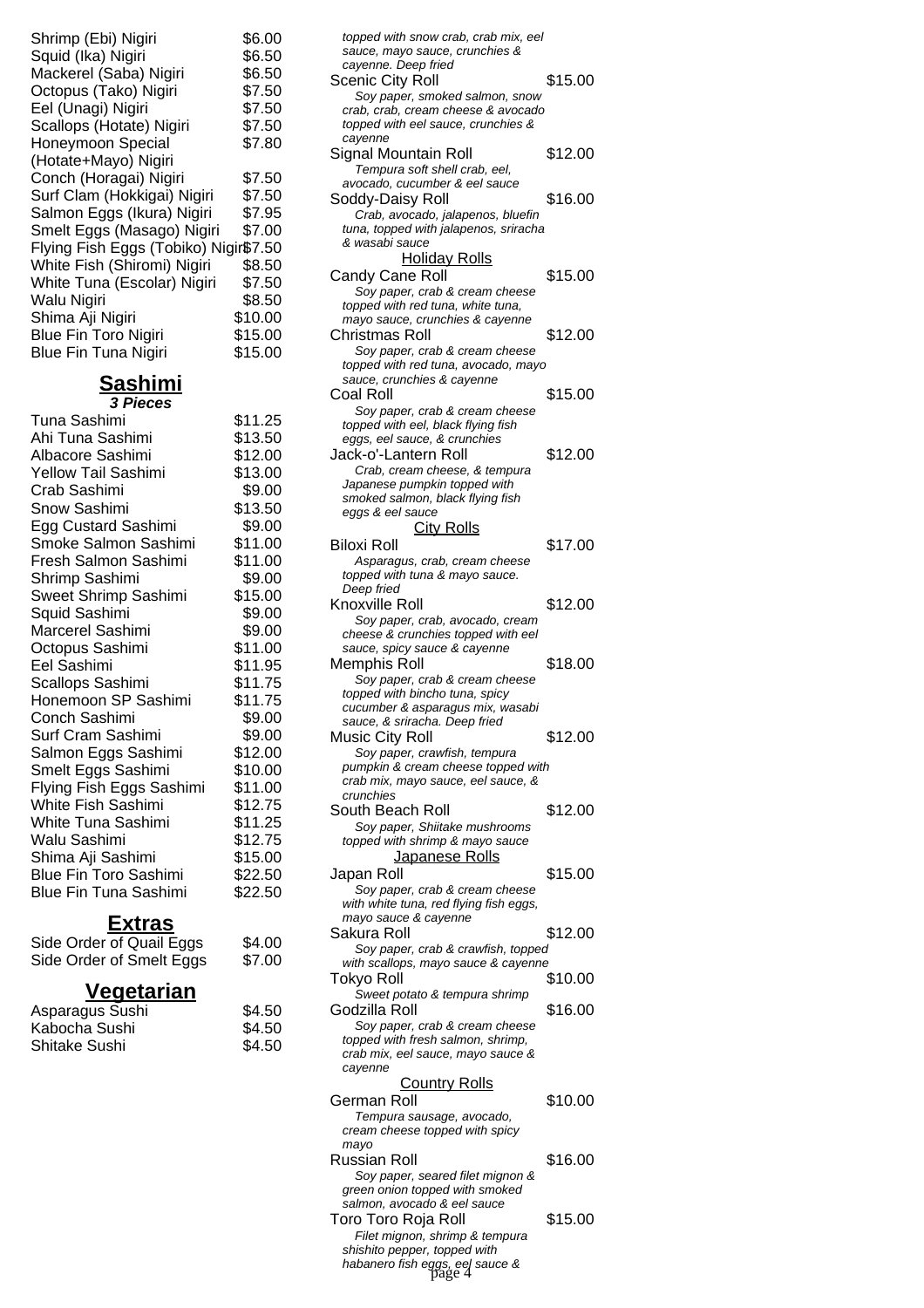| | |
|---|---|
| Shrimp (Ebi) Nigiri | $6.00 |
| Squid (Ika) Nigiri | $6.50 |
| Mackerel (Saba) Nigiri | $6.50 |
| Octopus (Tako) Nigiri | $7.50 |
| Eel (Unagi) Nigiri | $7.50 |
| Scallops (Hotate) Nigiri | $7.50 |
| Honeymoon Special (Hotate+Mayo) Nigiri | $7.80 |
| Conch (Horagai) Nigiri | $7.50 |
| Surf Clam (Hokkigai) Nigiri | $7.50 |
| Salmon Eggs (Ikura) Nigiri | $7.95 |
| Smelt Eggs (Masago) Nigiri | $7.00 |
| Flying Fish Eggs (Tobiko) Nigiri | $7.50 |
| White Fish (Shiromi) Nigiri | $8.50 |
| White Tuna (Escolar) Nigiri | $7.50 |
| Walu Nigiri | $8.50 |
| Shima Aji Nigiri | $10.00 |
| Blue Fin Toro Nigiri | $15.00 |
| Blue Fin Tuna Nigiri | $15.00 |

## Sashimi

***3 Pieces***

| | |
|---|---|
| Tuna Sashimi | $11.25 |
| Ahi Tuna Sashimi | $13.50 |
| Albacore Sashimi | $12.00 |
| Yellow Tail Sashimi | $13.00 |
| Crab Sashimi | $9.00 |
| Snow Sashimi | $13.50 |
| Egg Custard Sashimi | $9.00 |
| Smoke Salmon Sashimi | $11.00 |
| Fresh Salmon Sashimi | $11.00 |
| Shrimp Sashimi | $9.00 |
| Sweet Shrimp Sashimi | $15.00 |
| Squid Sashimi | $9.00 |
| Marcerel Sashimi | $9.00 |
| Octopus Sashimi | $11.00 |
| Eel Sashimi | $11.95 |
| Scallops Sashimi | $11.75 |
| Honemoon SP Sashimi | $11.75 |
| Conch Sashimi | $9.00 |
| Surf Cram Sashimi | $9.00 |
| Salmon Eggs Sashimi | $12.00 |
| Smelt Eggs Sashimi | $10.00 |
| Flying Fish Eggs Sashimi | $11.00 |
| White Fish Sashimi | $12.75 |
| White Tuna Sashimi | $11.25 |
| Walu Sashimi | $12.75 |
| Shima Aji Sashimi | $15.00 |
| Blue Fin Toro Sashimi | $22.50 |
| Blue Fin Tuna Sashimi | $22.50 |

## Extras

| | |
|---|---|
| Side Order of Quail Eggs | $4.00 |
| Side Order of Smelt Eggs | $7.00 |

## Vegetarian

| | |
|---|---|
| Asparagus Sushi | $4.50 |
| Kabocha Sushi | $4.50 |
| Shitake Sushi | $4.50 |

*topped with snow crab, crab mix, eel sauce, mayo sauce, crunchies & cayenne. Deep fried*

Scenic City Roll $15.00
*Soy paper, smoked salmon, snow crab, crab, cream cheese & avocado topped with eel sauce, crunchies & cayenne*

Signal Mountain Roll $12.00
*Tempura soft shell crab, eel, avocado, cucumber & eel sauce*

Soddy-Daisy Roll $16.00
*Crab, avocado, jalapenos, bluefin tuna, topped with jalapenos, sriracha & wasabi sauce*

### Holiday Rolls

Candy Cane Roll $15.00
*Soy paper, crab & cream cheese topped with red tuna, white tuna, mayo sauce, crunchies & cayenne*

Christmas Roll $12.00
*Soy paper, crab & cream cheese topped with red tuna, avocado, mayo sauce, crunchies & cayenne*

Coal Roll $15.00
*Soy paper, crab & cream cheese topped with eel, black flying fish eggs, eel sauce, & crunchies*

Jack-o'-Lantern Roll $12.00
*Crab, cream cheese, & tempura Japanese pumpkin topped with smoked salmon, black flying fish eggs & eel sauce*

### City Rolls

Biloxi Roll $17.00
*Asparagus, crab, cream cheese topped with tuna & mayo sauce. Deep fried*

Knoxville Roll $12.00
*Soy paper, crab, avocado, cream cheese & crunchies topped with eel sauce, spicy sauce & cayenne*

Memphis Roll $18.00
*Soy paper, crab & cream cheese topped with bincho tuna, spicy cucumber & asparagus mix, wasabi sauce, & sriracha. Deep fried*

Music City Roll $12.00
*Soy paper, crawfish, tempura pumpkin & cream cheese topped with crab mix, mayo sauce, eel sauce, & crunchies*

South Beach Roll $12.00
*Soy paper, Shiitake mushrooms topped with shrimp & mayo sauce*

### Japanese Rolls

Japan Roll $15.00
*Soy paper, crab & cream cheese with white tuna, red flying fish eggs, mayo sauce & cayenne*

Sakura Roll $12.00
*Soy paper, crab & crawfish, topped with scallops, mayo sauce & cayenne*

Tokyo Roll $10.00
*Sweet potato & tempura shrimp*

Godzilla Roll $16.00
*Soy paper, crab & cream cheese topped with fresh salmon, shrimp, crab mix, eel sauce, mayo sauce & cayenne*

### Country Rolls

German Roll $10.00
*Tempura sausage, avocado, cream cheese topped with spicy mayo*

Russian Roll $16.00
*Soy paper, seared filet mignon & green onion topped with smoked salmon, avocado & eel sauce*

Toro Toro Roja Roll $15.00
*Filet mignon, shrimp & tempura shishito pepper, topped with habanero fish eggs, eel sauce &*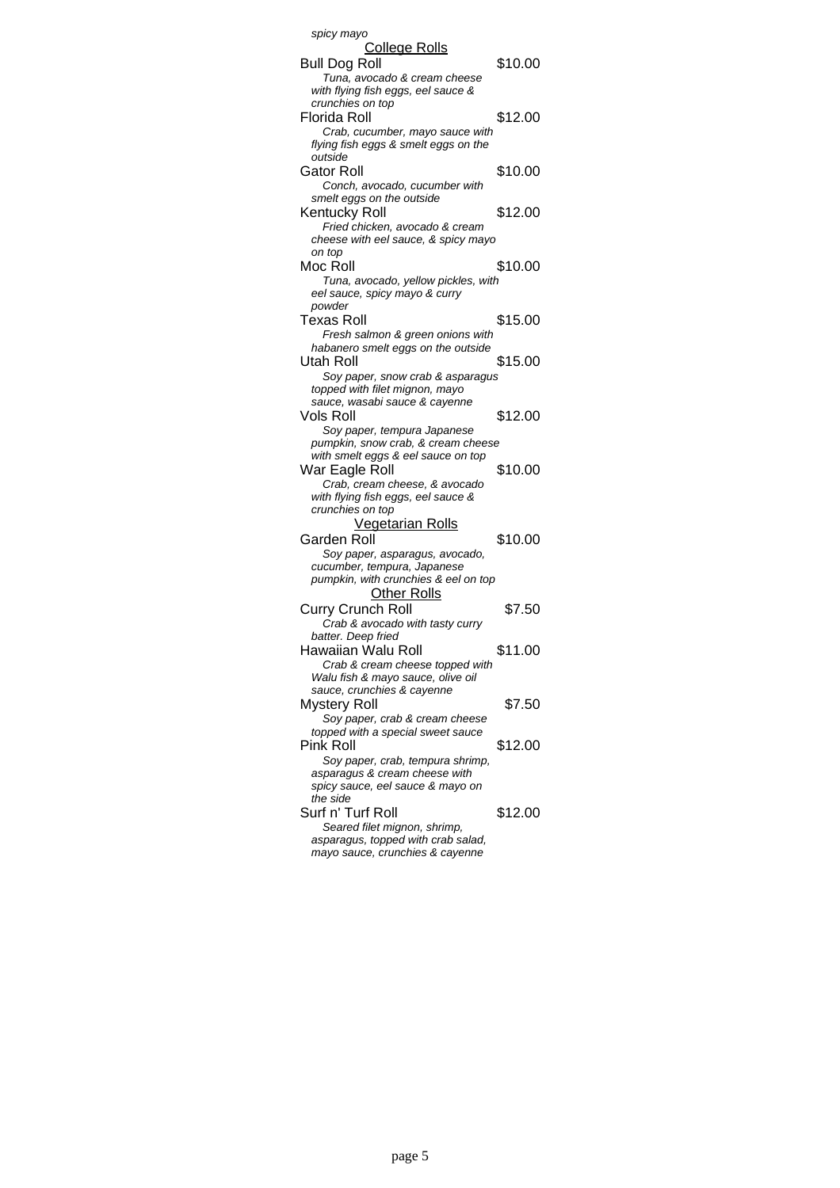*spicy mayo*

## College Rolls

Bull Dog Roll $10.00
*Tuna, avocado & cream cheese with flying fish eggs, eel sauce & crunchies on top*

Florida Roll $12.00
*Crab, cucumber, mayo sauce with flying fish eggs & smelt eggs on the outside*

Gator Roll $10.00
*Conch, avocado, cucumber with smelt eggs on the outside*

Kentucky Roll $12.00
*Fried chicken, avocado & cream cheese with eel sauce, & spicy mayo on top*

Moc Roll $10.00
*Tuna, avocado, yellow pickles, with eel sauce, spicy mayo & curry powder*

Texas Roll $15.00
*Fresh salmon & green onions with habanero smelt eggs on the outside*

Utah Roll $15.00
*Soy paper, snow crab & asparagus topped with filet mignon, mayo sauce, wasabi sauce & cayenne*

Vols Roll $12.00
*Soy paper, tempura Japanese pumpkin, snow crab, & cream cheese with smelt eggs & eel sauce on top*

War Eagle Roll $10.00
*Crab, cream cheese, & avocado with flying fish eggs, eel sauce & crunchies on top*

## Vegetarian Rolls

Garden Roll $10.00
*Soy paper, asparagus, avocado, cucumber, tempura, Japanese pumpkin, with crunchies & eel on top*

## Other Rolls

Curry Crunch Roll $7.50
*Crab & avocado with tasty curry batter. Deep fried*

Hawaiian Walu Roll $11.00
*Crab & cream cheese topped with Walu fish & mayo sauce, olive oil sauce, crunchies & cayenne*

Mystery Roll $7.50
*Soy paper, crab & cream cheese topped with a special sweet sauce*

Pink Roll $12.00
*Soy paper, crab, tempura shrimp, asparagus & cream cheese with spicy sauce, eel sauce & mayo on the side*

Surf n' Turf Roll $12.00
*Seared filet mignon, shrimp, asparagus, topped with crab salad, mayo sauce, crunchies & cayenne*